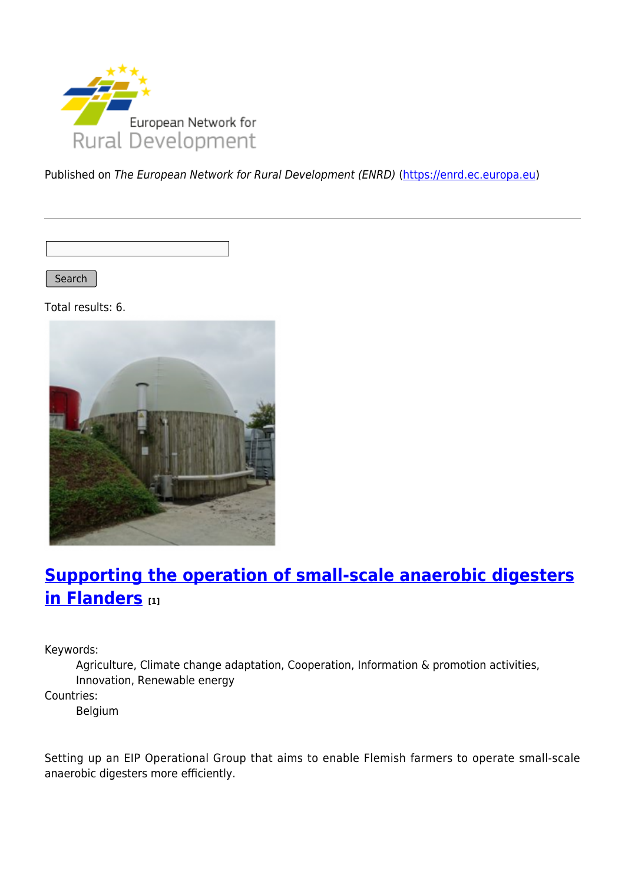European Network for Rural Development

Published on *The European Network for Rural Development (ENRD)* (https://enrd.ec.europa.eu)

Search

Total results: 6.

## Supporting the operation of small-scale anaerobic digesters in Flanders [1]

Keywords:
: Agriculture, Climate change adaptation, Cooperation, Information & promotion activities, Innovation, Renewable energy

Countries:
: Belgium

Setting up an EIP Operational Group that aims to enable Flemish farmers to operate small-scale anaerobic digesters more efficiently.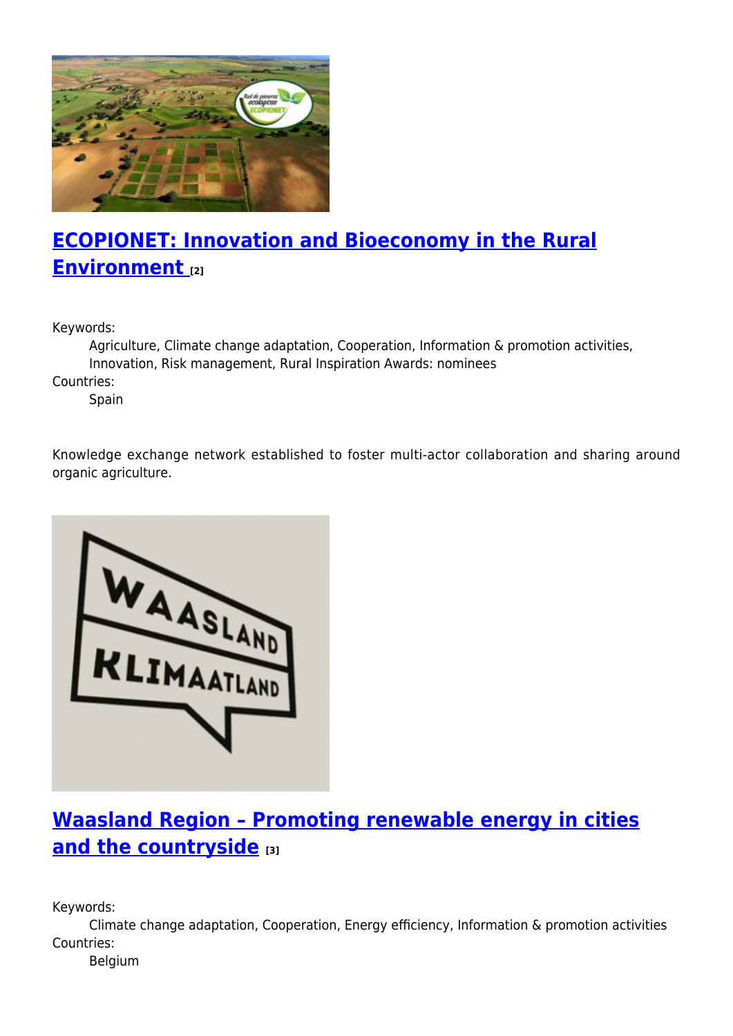## [ECOPIONET: Innovation and Bioeconomy in the Rural Environment](#) [2]

Keywords:
: Agriculture, Climate change adaptation, Cooperation, Information & promotion activities, Innovation, Risk management, Rural Inspiration Awards: nominees

Countries:
: Spain

Knowledge exchange network established to foster multi-actor collaboration and sharing around organic agriculture.

## [Waasland Region – Promoting renewable energy in cities and the countryside](#) [3]

Keywords:
: Climate change adaptation, Cooperation, Energy efficiency, Information & promotion activities

Countries:
: Belgium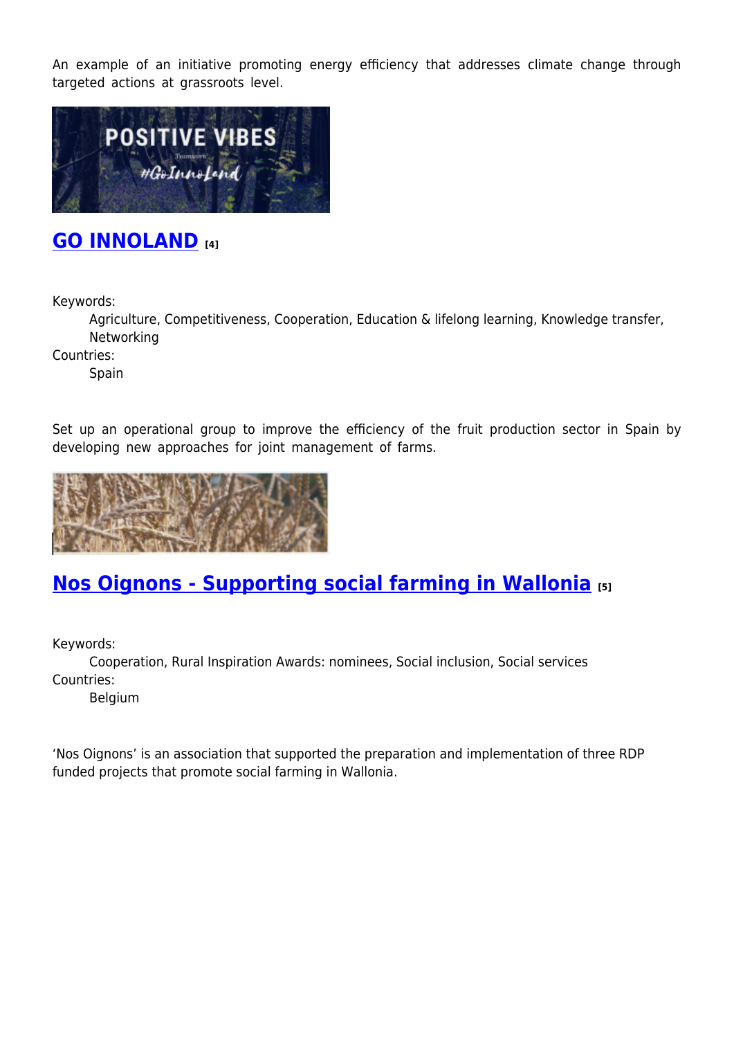An example of an initiative promoting energy efficiency that addresses climate change through targeted actions at grassroots level.

## GO INNOLAND [4]

Keywords:
Agriculture, Competitiveness, Cooperation, Education & lifelong learning, Knowledge transfer, Networking

Countries:
Spain

Set up an operational group to improve the efficiency of the fruit production sector in Spain by developing new approaches for joint management of farms.

## Nos Oignons - Supporting social farming in Wallonia [5]

Keywords:
Cooperation, Rural Inspiration Awards: nominees, Social inclusion, Social services

Countries:
Belgium

'Nos Oignons' is an association that supported the preparation and implementation of three RDP funded projects that promote social farming in Wallonia.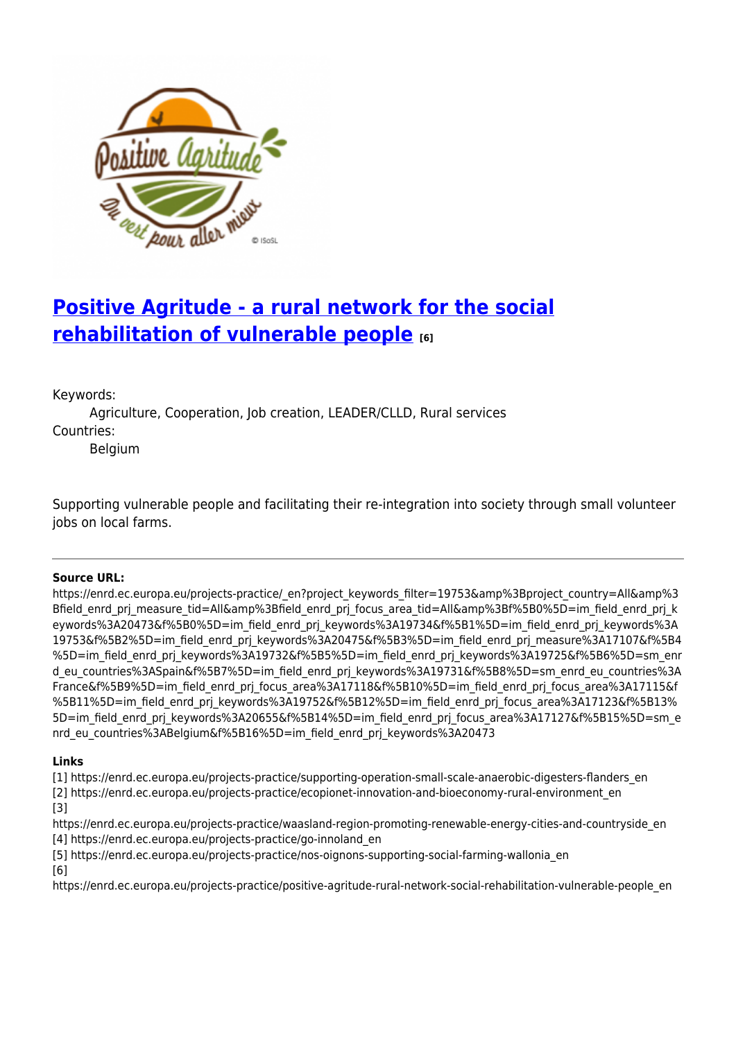## [Positive Agritude - a rural network for the social rehabilitation of vulnerable people](https://enrd.ec.europa.eu/projects-practice/positive-agritude-rural-network-social-rehabilitation-vulnerable-people_en) [6]

Keywords:
: Agriculture, Cooperation, Job creation, LEADER/CLLD, Rural services

Countries:
: Belgium

Supporting vulnerable people and facilitating their re-integration into society through small volunteer jobs on local farms.

---

**Source URL:**
https://enrd.ec.europa.eu/projects-practice/_en?project_keywords_filter=19753&amp%3Bproject_country=All&amp%3Bfield_enrd_prj_measure_tid=All&amp%3Bfield_enrd_prj_focus_area_tid=All&amp%3Bf%5B0%5D=im_field_enrd_prj_keywords%3A20473&f%5B0%5D=im_field_enrd_prj_keywords%3A19734&f%5B1%5D=im_field_enrd_prj_keywords%3A19753&f%5B2%5D=im_field_enrd_prj_keywords%3A20475&f%5B3%5D=im_field_enrd_prj_measure%3A17107&f%5B4%5D=im_field_enrd_prj_keywords%3A19732&f%5B5%5D=im_field_enrd_prj_keywords%3A19725&f%5B6%5D=sm_enrd_eu_countries%3ASpain&f%5B7%5D=im_field_enrd_prj_keywords%3A19731&f%5B8%5D=sm_enrd_eu_countries%3AFrance&f%5B9%5D=im_field_enrd_prj_focus_area%3A17118&f%5B10%5D=im_field_enrd_prj_focus_area%3A17115&f%5B11%5D=im_field_enrd_prj_keywords%3A19752&f%5B12%5D=im_field_enrd_prj_focus_area%3A17123&f%5B13%5D=im_field_enrd_prj_keywords%3A20655&f%5B14%5D=im_field_enrd_prj_focus_area%3A17127&f%5B15%5D=sm_enrd_eu_countries%3ABelgium&f%5B16%5D=im_field_enrd_prj_keywords%3A20473

**Links**
[1] https://enrd.ec.europa.eu/projects-practice/supporting-operation-small-scale-anaerobic-digesters-flanders_en
[2] https://enrd.ec.europa.eu/projects-practice/ecopionet-innovation-and-bioeconomy-rural-environment_en
[3] https://enrd.ec.europa.eu/projects-practice/waasland-region-promoting-renewable-energy-cities-and-countryside_en
[4] https://enrd.ec.europa.eu/projects-practice/go-innoland_en
[5] https://enrd.ec.europa.eu/projects-practice/nos-oignons-supporting-social-farming-wallonia_en
[6] https://enrd.ec.europa.eu/projects-practice/positive-agritude-rural-network-social-rehabilitation-vulnerable-people_en